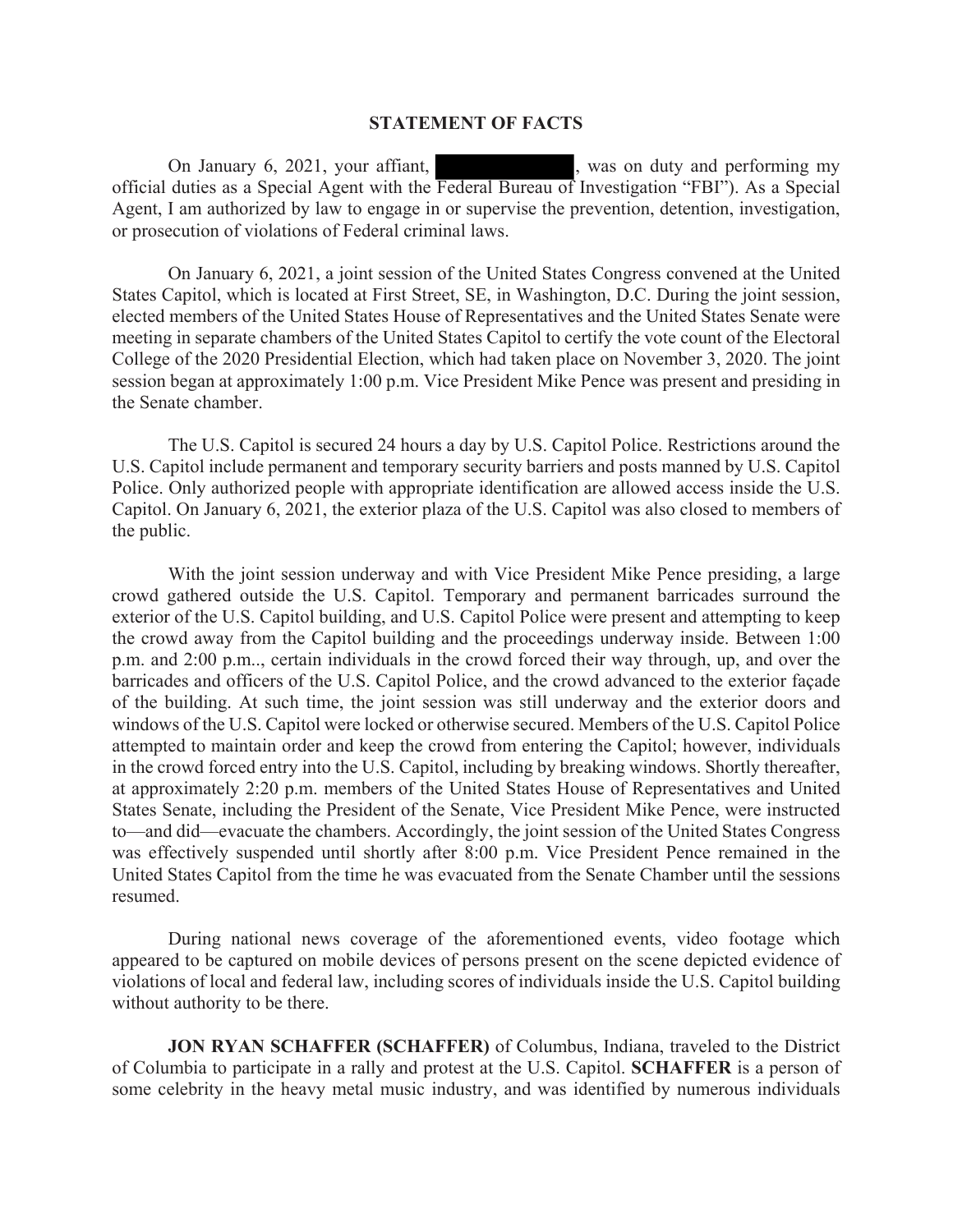**STATEMENT OF FACTS**

On January 6, 2021, your affiant, ██████████, was on duty and performing my official duties as a Special Agent with the Federal Bureau of Investigation "FBI"). As a Special Agent, I am authorized by law to engage in or supervise the prevention, detention, investigation, or prosecution of violations of Federal criminal laws.

On January 6, 2021, a joint session of the United States Congress convened at the United States Capitol, which is located at First Street, SE, in Washington, D.C. During the joint session, elected members of the United States House of Representatives and the United States Senate were meeting in separate chambers of the United States Capitol to certify the vote count of the Electoral College of the 2020 Presidential Election, which had taken place on November 3, 2020. The joint session began at approximately 1:00 p.m. Vice President Mike Pence was present and presiding in the Senate chamber.

The U.S. Capitol is secured 24 hours a day by U.S. Capitol Police. Restrictions around the U.S. Capitol include permanent and temporary security barriers and posts manned by U.S. Capitol Police. Only authorized people with appropriate identification are allowed access inside the U.S. Capitol. On January 6, 2021, the exterior plaza of the U.S. Capitol was also closed to members of the public.

With the joint session underway and with Vice President Mike Pence presiding, a large crowd gathered outside the U.S. Capitol. Temporary and permanent barricades surround the exterior of the U.S. Capitol building, and U.S. Capitol Police were present and attempting to keep the crowd away from the Capitol building and the proceedings underway inside. Between 1:00 p.m. and 2:00 p.m.., certain individuals in the crowd forced their way through, up, and over the barricades and officers of the U.S. Capitol Police, and the crowd advanced to the exterior façade of the building. At such time, the joint session was still underway and the exterior doors and windows of the U.S. Capitol were locked or otherwise secured. Members of the U.S. Capitol Police attempted to maintain order and keep the crowd from entering the Capitol; however, individuals in the crowd forced entry into the U.S. Capitol, including by breaking windows. Shortly thereafter, at approximately 2:20 p.m. members of the United States House of Representatives and United States Senate, including the President of the Senate, Vice President Mike Pence, were instructed to—and did—evacuate the chambers. Accordingly, the joint session of the United States Congress was effectively suspended until shortly after 8:00 p.m. Vice President Pence remained in the United States Capitol from the time he was evacuated from the Senate Chamber until the sessions resumed.

During national news coverage of the aforementioned events, video footage which appeared to be captured on mobile devices of persons present on the scene depicted evidence of violations of local and federal law, including scores of individuals inside the U.S. Capitol building without authority to be there.

**JON RYAN SCHAFFER (SCHAFFER)** of Columbus, Indiana, traveled to the District of Columbia to participate in a rally and protest at the U.S. Capitol. **SCHAFFER** is a person of some celebrity in the heavy metal music industry, and was identified by numerous individuals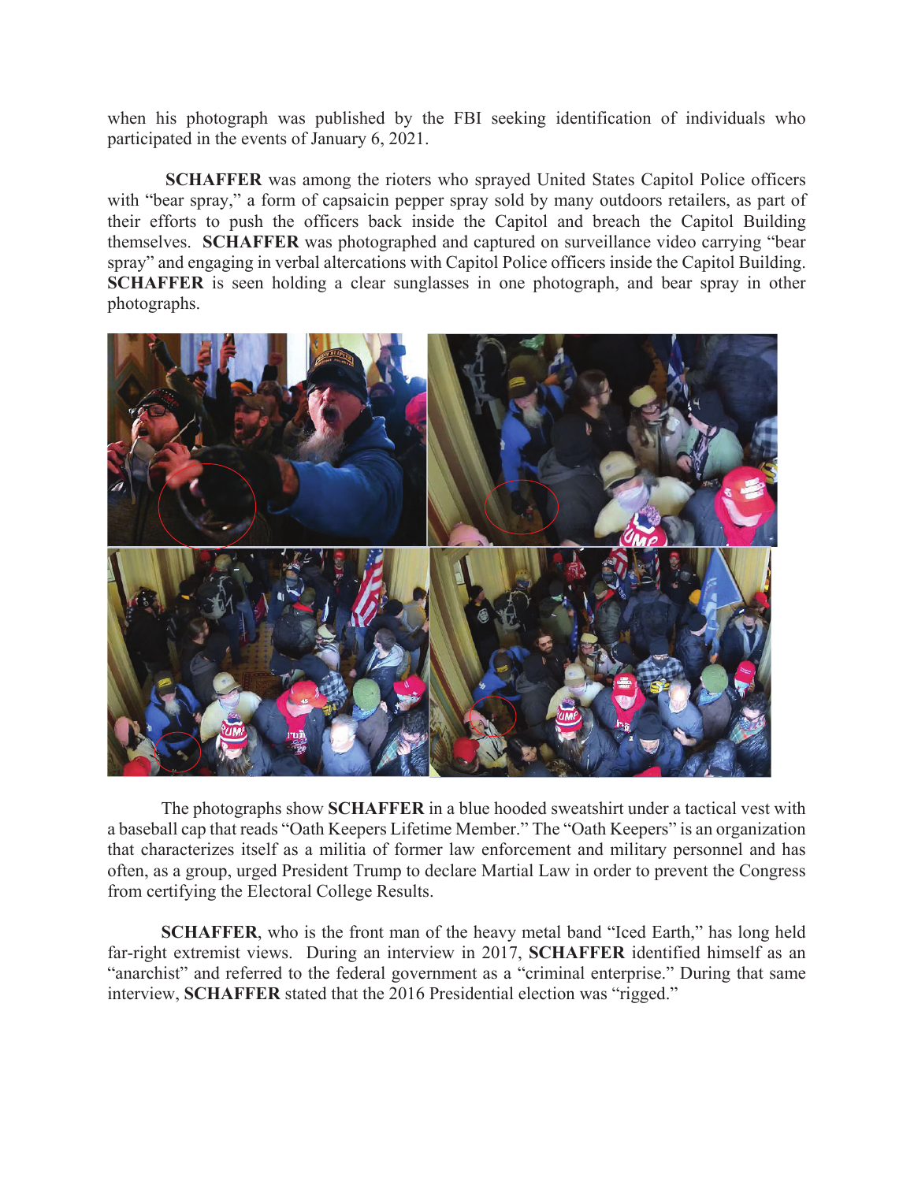when his photograph was published by the FBI seeking identification of individuals who participated in the events of January 6, 2021.

**SCHAFFER** was among the rioters who sprayed United States Capitol Police officers with "bear spray," a form of capsaicin pepper spray sold by many outdoors retailers, as part of their efforts to push the officers back inside the Capitol and breach the Capitol Building themselves. **SCHAFFER** was photographed and captured on surveillance video carrying "bear spray" and engaging in verbal altercations with Capitol Police officers inside the Capitol Building. **SCHAFFER** is seen holding a clear sunglasses in one photograph, and bear spray in other photographs.

The photographs show **SCHAFFER** in a blue hooded sweatshirt under a tactical vest with a baseball cap that reads "Oath Keepers Lifetime Member." The "Oath Keepers" is an organization that characterizes itself as a militia of former law enforcement and military personnel and has often, as a group, urged President Trump to declare Martial Law in order to prevent the Congress from certifying the Electoral College Results.

**SCHAFFER**, who is the front man of the heavy metal band "Iced Earth," has long held far-right extremist views. During an interview in 2017, **SCHAFFER** identified himself as an "anarchist" and referred to the federal government as a "criminal enterprise." During that same interview, **SCHAFFER** stated that the 2016 Presidential election was "rigged."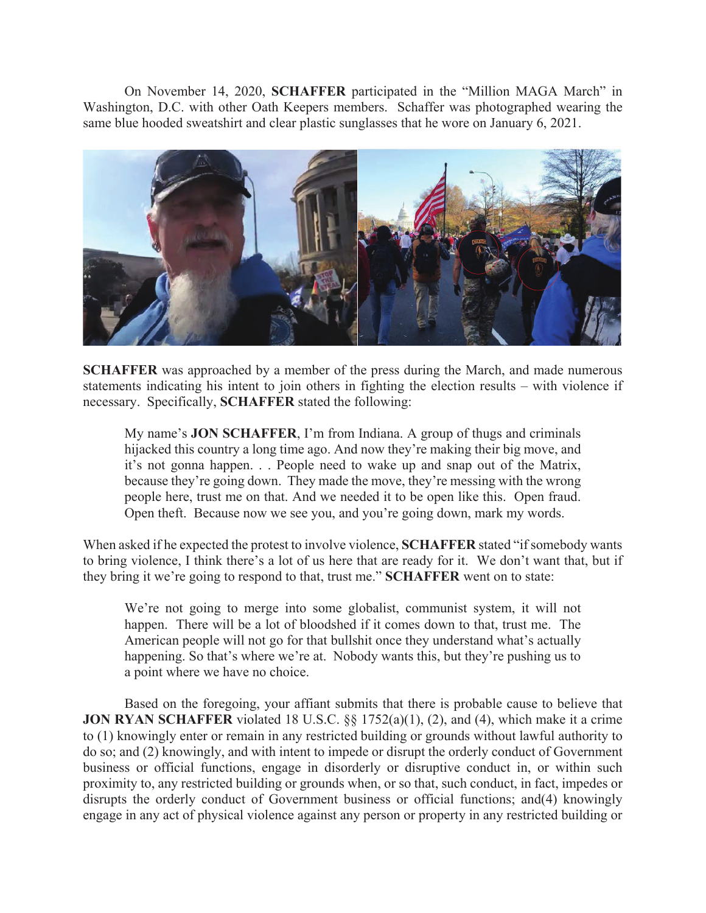On November 14, 2020, **SCHAFFER** participated in the "Million MAGA March" in Washington, D.C. with other Oath Keepers members. Schaffer was photographed wearing the same blue hooded sweatshirt and clear plastic sunglasses that he wore on January 6, 2021.

**SCHAFFER** was approached by a member of the press during the March, and made numerous statements indicating his intent to join others in fighting the election results – with violence if necessary. Specifically, **SCHAFFER** stated the following:

> My name's **JON SCHAFFER**, I'm from Indiana. A group of thugs and criminals hijacked this country a long time ago. And now they're making their big move, and it's not gonna happen. . . People need to wake up and snap out of the Matrix, because they're going down. They made the move, they're messing with the wrong people here, trust me on that. And we needed it to be open like this. Open fraud. Open theft. Because now we see you, and you're going down, mark my words.

When asked if he expected the protest to involve violence, **SCHAFFER** stated "if somebody wants to bring violence, I think there's a lot of us here that are ready for it. We don't want that, but if they bring it we're going to respond to that, trust me." **SCHAFFER** went on to state:

> We're not going to merge into some globalist, communist system, it will not happen. There will be a lot of bloodshed if it comes down to that, trust me. The American people will not go for that bullshit once they understand what's actually happening. So that's where we're at. Nobody wants this, but they're pushing us to a point where we have no choice.

Based on the foregoing, your affiant submits that there is probable cause to believe that **JON RYAN SCHAFFER** violated 18 U.S.C. §§ 1752(a)(1), (2), and (4), which make it a crime to (1) knowingly enter or remain in any restricted building or grounds without lawful authority to do so; and (2) knowingly, and with intent to impede or disrupt the orderly conduct of Government business or official functions, engage in disorderly or disruptive conduct in, or within such proximity to, any restricted building or grounds when, or so that, such conduct, in fact, impedes or disrupts the orderly conduct of Government business or official functions; and(4) knowingly engage in any act of physical violence against any person or property in any restricted building or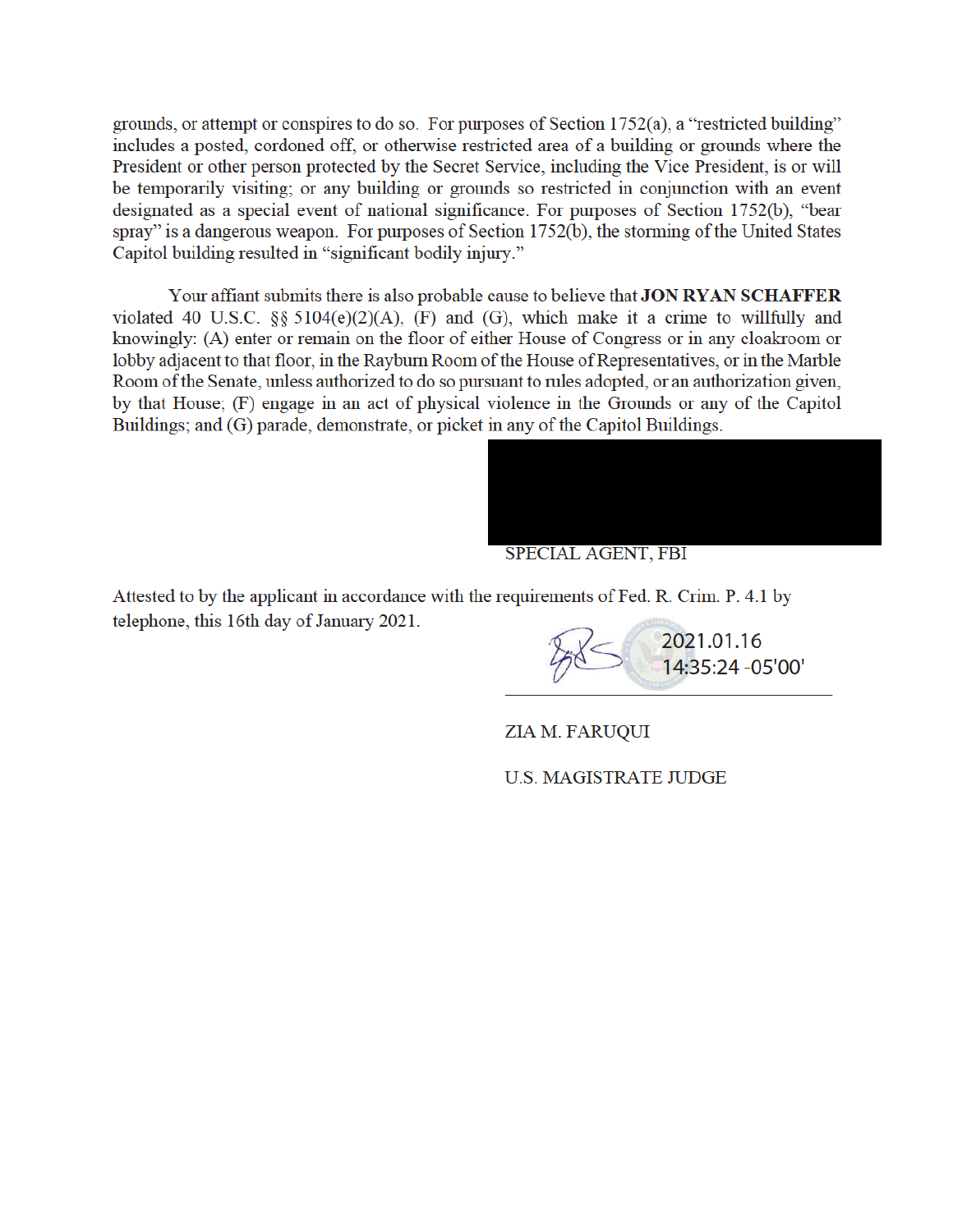grounds, or attempt or conspires to do so. For purposes of Section 1752(a), a "restricted building" includes a posted, cordoned off, or otherwise restricted area of a building or grounds where the President or other person protected by the Secret Service, including the Vice President, is or will be temporarily visiting; or any building or grounds so restricted in conjunction with an event designated as a special event of national significance. For purposes of Section 1752(b), "bear spray" is a dangerous weapon. For purposes of Section 1752(b), the storming of the United States Capitol building resulted in "significant bodily injury."

Your affiant submits there is also probable cause to believe that **JON RYAN SCHAFFER** violated 40 U.S.C. §§ 5104(e)(2)(A), (F) and (G), which make it a crime to willfully and knowingly: (A) enter or remain on the floor of either House of Congress or in any cloakroom or lobby adjacent to that floor, in the Rayburn Room of the House of Representatives, or in the Marble Room of the Senate, unless authorized to do so pursuant to rules adopted, or an authorization given, by that House; (F) engage in an act of physical violence in the Grounds or any of the Capitol Buildings; and (G) parade, demonstrate, or picket in any of the Capitol Buildings.

SPECIAL AGENT, FBI

Attested to by the applicant in accordance with the requirements of Fed. R. Crim. P. 4.1 by telephone, this 16th day of January 2021.

2021.01.16
14:35:24 -05'00'

ZIA M. FARUQUI

U.S. MAGISTRATE JUDGE